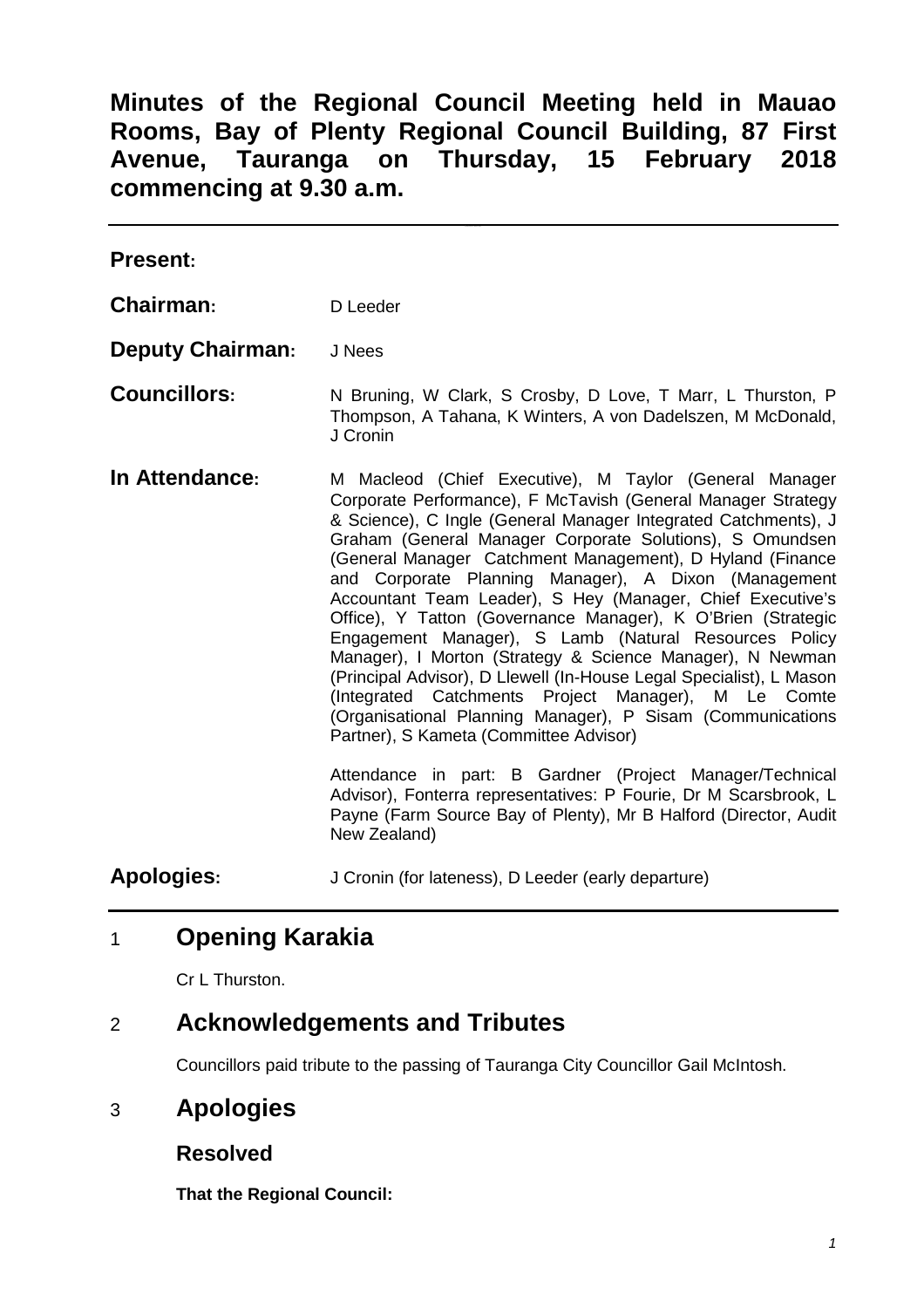# Minutes of the Regional Council Meeting held in Mauao Rooms, Bay of Plenty Regional Council Building, 87 First Avenue, Tauranga on Thursday, 15 February 2018 commencing at 9.30 a.m.

---

**Present:**

| | |
|---|---|
| **Chairman:** | D Leeder |
| **Deputy Chairman:** | J Nees |
| **Councillors:** | N Bruning, W Clark, S Crosby, D Love, T Marr, L Thurston, P Thompson, A Tahana, K Winters, A von Dadelszen, M McDonald, J Cronin |
| **In Attendance:** | M Macleod (Chief Executive), M Taylor (General Manager Corporate Performance), F McTavish (General Manager Strategy & Science), C Ingle (General Manager Integrated Catchments), J Graham (General Manager Corporate Solutions), S Omundsen (General Manager Catchment Management), D Hyland (Finance and Corporate Planning Manager), A Dixon (Management Accountant Team Leader), S Hey (Manager, Chief Executive's Office), Y Tatton (Governance Manager), K O'Brien (Strategic Engagement Manager), S Lamb (Natural Resources Policy Manager), I Morton (Strategy & Science Manager), N Newman (Principal Advisor), D Llewell (In-House Legal Specialist), L Mason (Integrated Catchments Project Manager), M Le Comte (Organisational Planning Manager), P Sisam (Communications Partner), S Kameta (Committee Advisor)<br><br>Attendance in part: B Gardner (Project Manager/Technical Advisor), Fonterra representatives: P Fourie, Dr M Scarsbrook, L Payne (Farm Source Bay of Plenty), Mr B Halford (Director, Audit New Zealand) |
| **Apologies:** | J Cronin (for lateness), D Leeder (early departure) |

---

## 1 Opening Karakia

Cr L Thurston.

## 2 Acknowledgements and Tributes

Councillors paid tribute to the passing of Tauranga City Councillor Gail McIntosh.

## 3 Apologies

### Resolved

**That the Regional Council:**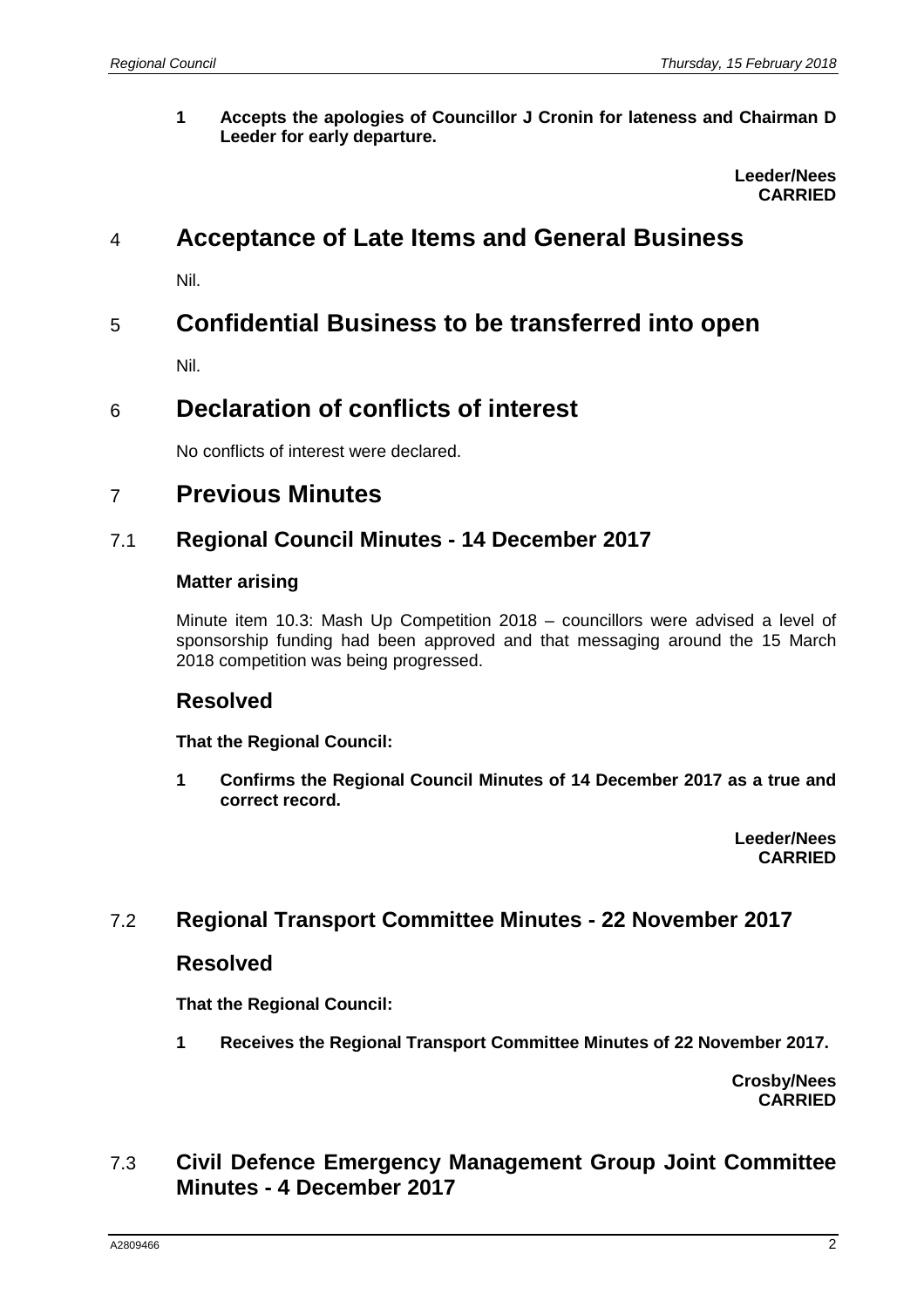**1 Accepts the apologies of Councillor J Cronin for lateness and Chairman D Leeder for early departure.**

**Leeder/Nees**
**CARRIED**

# 4 Acceptance of Late Items and General Business

Nil.

# 5 Confidential Business to be transferred into open

Nil.

# 6 Declaration of conflicts of interest

No conflicts of interest were declared.

# 7 Previous Minutes

## 7.1 Regional Council Minutes - 14 December 2017

### Matter arising

Minute item 10.3: Mash Up Competition 2018 – councillors were advised a level of sponsorship funding had been approved and that messaging around the 15 March 2018 competition was being progressed.

### Resolved

**That the Regional Council:**

**1 Confirms the Regional Council Minutes of 14 December 2017 as a true and correct record.**

**Leeder/Nees**
**CARRIED**

## 7.2 Regional Transport Committee Minutes - 22 November 2017

### Resolved

**That the Regional Council:**

**1 Receives the Regional Transport Committee Minutes of 22 November 2017.**

**Crosby/Nees**
**CARRIED**

## 7.3 Civil Defence Emergency Management Group Joint Committee Minutes - 4 December 2017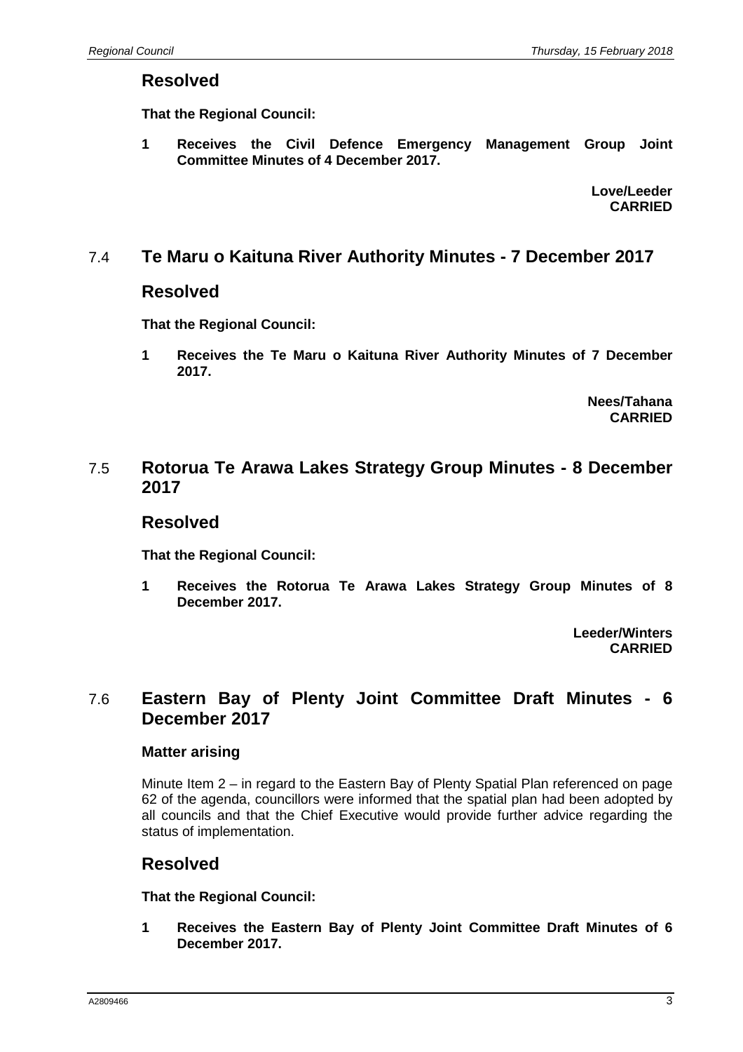## Resolved

**That the Regional Council:**

**1 Receives the Civil Defence Emergency Management Group Joint Committee Minutes of 4 December 2017.**

**Love/Leeder**
**CARRIED**

## 7.4 Te Maru o Kaituna River Authority Minutes - 7 December 2017

## Resolved

**That the Regional Council:**

**1 Receives the Te Maru o Kaituna River Authority Minutes of 7 December 2017.**

**Nees/Tahana**
**CARRIED**

## 7.5 Rotorua Te Arawa Lakes Strategy Group Minutes - 8 December 2017

## Resolved

**That the Regional Council:**

**1 Receives the Rotorua Te Arawa Lakes Strategy Group Minutes of 8 December 2017.**

**Leeder/Winters**
**CARRIED**

## 7.6 Eastern Bay of Plenty Joint Committee Draft Minutes - 6 December 2017

### Matter arising

Minute Item 2 – in regard to the Eastern Bay of Plenty Spatial Plan referenced on page 62 of the agenda, councillors were informed that the spatial plan had been adopted by all councils and that the Chief Executive would provide further advice regarding the status of implementation.

## Resolved

**That the Regional Council:**

**1 Receives the Eastern Bay of Plenty Joint Committee Draft Minutes of 6 December 2017.**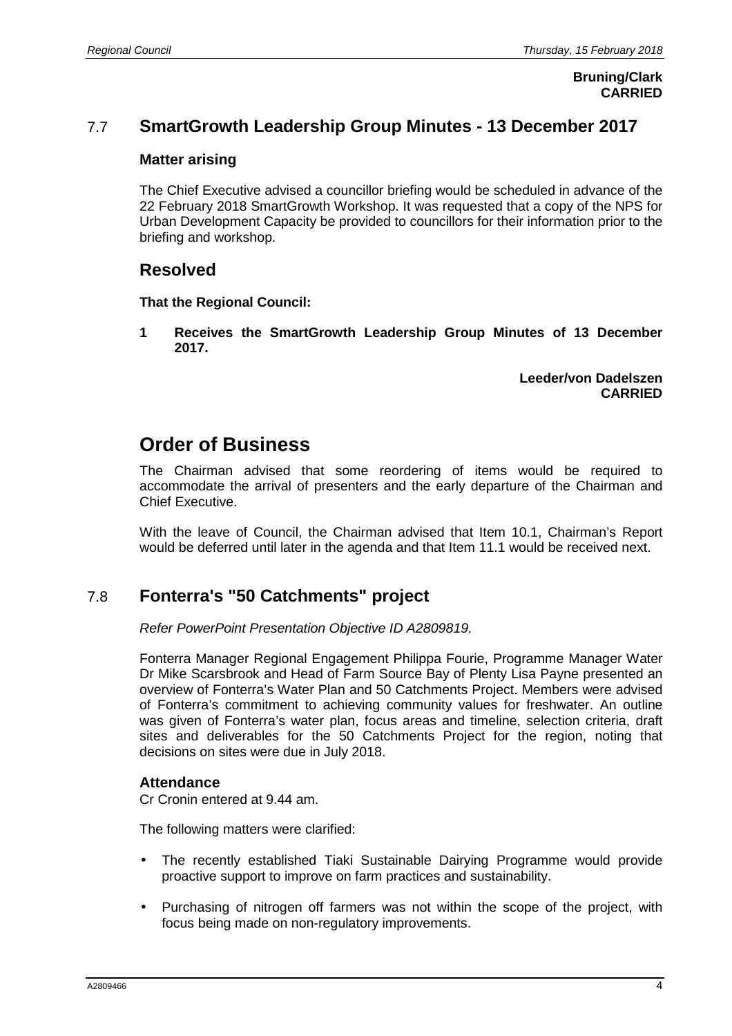**Bruning/Clark**
**CARRIED**

## 7.7 SmartGrowth Leadership Group Minutes - 13 December 2017

### Matter arising

The Chief Executive advised a councillor briefing would be scheduled in advance of the 22 February 2018 SmartGrowth Workshop. It was requested that a copy of the NPS for Urban Development Capacity be provided to councillors for their information prior to the briefing and workshop.

## Resolved

**That the Regional Council:**

**1 Receives the SmartGrowth Leadership Group Minutes of 13 December 2017.**

**Leeder/von Dadelszen**
**CARRIED**

# Order of Business

The Chairman advised that some reordering of items would be required to accommodate the arrival of presenters and the early departure of the Chairman and Chief Executive.

With the leave of Council, the Chairman advised that Item 10.1, Chairman's Report would be deferred until later in the agenda and that Item 11.1 would be received next.

## 7.8 Fonterra's "50 Catchments" project

*Refer PowerPoint Presentation Objective ID A2809819.*

Fonterra Manager Regional Engagement Philippa Fourie, Programme Manager Water Dr Mike Scarsbrook and Head of Farm Source Bay of Plenty Lisa Payne presented an overview of Fonterra's Water Plan and 50 Catchments Project. Members were advised of Fonterra's commitment to achieving community values for freshwater. An outline was given of Fonterra's water plan, focus areas and timeline, selection criteria, draft sites and deliverables for the 50 Catchments Project for the region, noting that decisions on sites were due in July 2018.

### Attendance

Cr Cronin entered at 9.44 am.

The following matters were clarified:

- The recently established Tiaki Sustainable Dairying Programme would provide proactive support to improve on farm practices and sustainability.
- Purchasing of nitrogen off farmers was not within the scope of the project, with focus being made on non-regulatory improvements.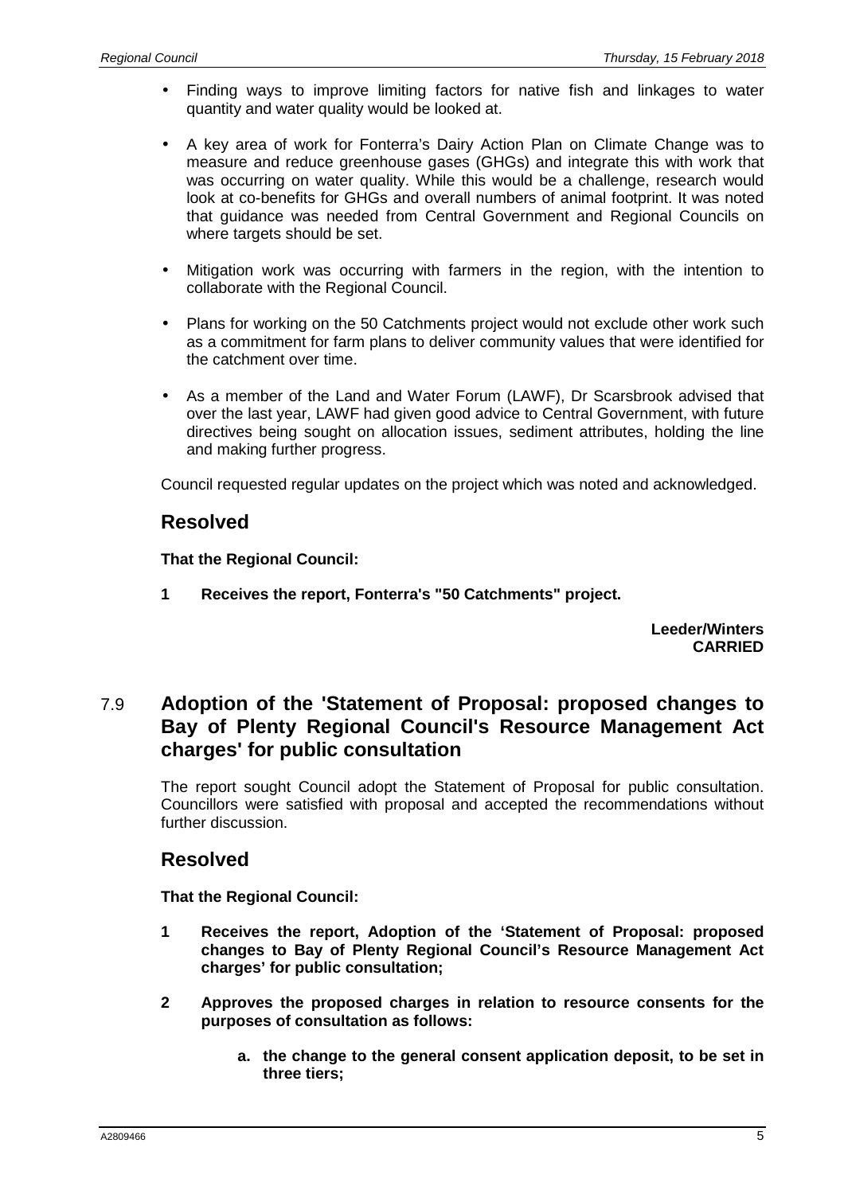- Finding ways to improve limiting factors for native fish and linkages to water quantity and water quality would be looked at.
- A key area of work for Fonterra's Dairy Action Plan on Climate Change was to measure and reduce greenhouse gases (GHGs) and integrate this with work that was occurring on water quality. While this would be a challenge, research would look at co-benefits for GHGs and overall numbers of animal footprint. It was noted that guidance was needed from Central Government and Regional Councils on where targets should be set.
- Mitigation work was occurring with farmers in the region, with the intention to collaborate with the Regional Council.
- Plans for working on the 50 Catchments project would not exclude other work such as a commitment for farm plans to deliver community values that were identified for the catchment over time.
- As a member of the Land and Water Forum (LAWF), Dr Scarsbrook advised that over the last year, LAWF had given good advice to Central Government, with future directives being sought on allocation issues, sediment attributes, holding the line and making further progress.

Council requested regular updates on the project which was noted and acknowledged.

## Resolved

**That the Regional Council:**

**1 Receives the report, Fonterra's "50 Catchments" project.**

**Leeder/Winters**
**CARRIED**

## 7.9 Adoption of the 'Statement of Proposal: proposed changes to Bay of Plenty Regional Council's Resource Management Act charges' for public consultation

The report sought Council adopt the Statement of Proposal for public consultation. Councillors were satisfied with proposal and accepted the recommendations without further discussion.

## Resolved

**That the Regional Council:**

**1 Receives the report, Adoption of the 'Statement of Proposal: proposed changes to Bay of Plenty Regional Council's Resource Management Act charges' for public consultation;**

**2 Approves the proposed charges in relation to resource consents for the purposes of consultation as follows:**

**a. the change to the general consent application deposit, to be set in three tiers;**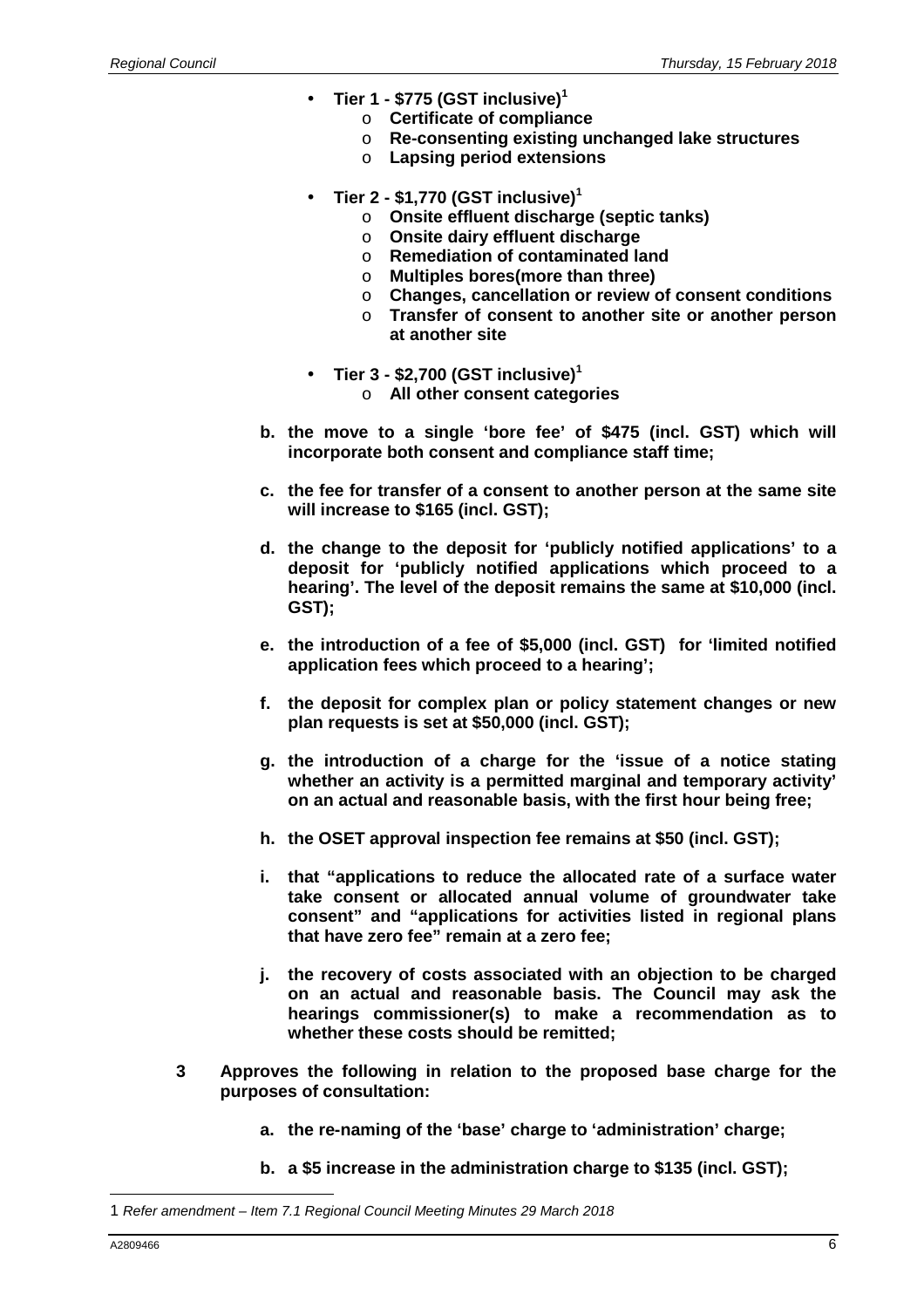- **Tier 1 - $775 (GST inclusive)[1]**
  - **Certificate of compliance**
  - **Re-consenting existing unchanged lake structures**
  - **Lapsing period extensions**

- **Tier 2 - $1,770 (GST inclusive)[1]**
  - **Onsite effluent discharge (septic tanks)**
  - **Onsite dairy effluent discharge**
  - **Remediation of contaminated land**
  - **Multiples bores(more than three)**
  - **Changes, cancellation or review of consent conditions**
  - **Transfer of consent to another site or another person at another site**

- **Tier 3 - $2,700 (GST inclusive)[1]**
  - **All other consent categories**

**b. the move to a single 'bore fee' of $475 (incl. GST) which will incorporate both consent and compliance staff time;**

**c. the fee for transfer of a consent to another person at the same site will increase to $165 (incl. GST);**

**d. the change to the deposit for 'publicly notified applications' to a deposit for 'publicly notified applications which proceed to a hearing'. The level of the deposit remains the same at $10,000 (incl. GST);**

**e. the introduction of a fee of $5,000 (incl. GST) for 'limited notified application fees which proceed to a hearing';**

**f. the deposit for complex plan or policy statement changes or new plan requests is set at $50,000 (incl. GST);**

**g. the introduction of a charge for the 'issue of a notice stating whether an activity is a permitted marginal and temporary activity' on an actual and reasonable basis, with the first hour being free;**

**h. the OSET approval inspection fee remains at $50 (incl. GST);**

**i. that "applications to reduce the allocated rate of a surface water take consent or allocated annual volume of groundwater take consent" and "applications for activities listed in regional plans that have zero fee" remain at a zero fee;**

**j. the recovery of costs associated with an objection to be charged on an actual and reasonable basis. The Council may ask the hearings commissioner(s) to make a recommendation as to whether these costs should be remitted;**

**3 Approves the following in relation to the proposed base charge for the purposes of consultation:**

**a. the re-naming of the 'base' charge to 'administration' charge;**

**b. a $5 increase in the administration charge to $135 (incl. GST);**

---

1 *Refer amendment – Item 7.1 Regional Council Meeting Minutes 29 March 2018*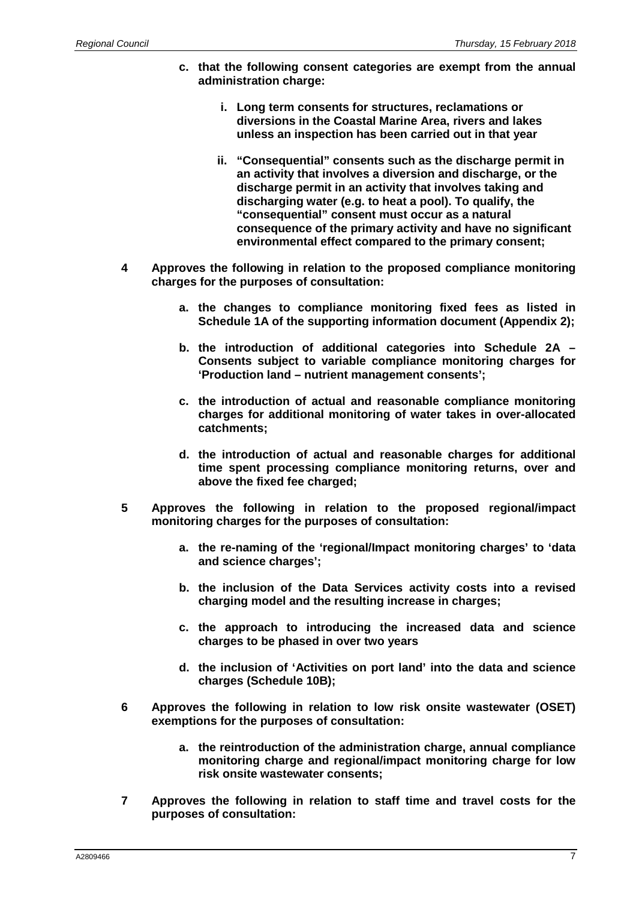**c. that the following consent categories are exempt from the annual administration charge:**

   **i. Long term consents for structures, reclamations or diversions in the Coastal Marine Area, rivers and lakes unless an inspection has been carried out in that year**

   **ii. "Consequential" consents such as the discharge permit in an activity that involves a diversion and discharge, or the discharge permit in an activity that involves taking and discharging water (e.g. to heat a pool). To qualify, the "consequential" consent must occur as a natural consequence of the primary activity and have no significant environmental effect compared to the primary consent;**

**4 Approves the following in relation to the proposed compliance monitoring charges for the purposes of consultation:**

   **a. the changes to compliance monitoring fixed fees as listed in Schedule 1A of the supporting information document (Appendix 2);**

   **b. the introduction of additional categories into Schedule 2A – Consents subject to variable compliance monitoring charges for 'Production land – nutrient management consents';**

   **c. the introduction of actual and reasonable compliance monitoring charges for additional monitoring of water takes in over-allocated catchments;**

   **d. the introduction of actual and reasonable charges for additional time spent processing compliance monitoring returns, over and above the fixed fee charged;**

**5 Approves the following in relation to the proposed regional/impact monitoring charges for the purposes of consultation:**

   **a. the re-naming of the 'regional/Impact monitoring charges' to 'data and science charges';**

   **b. the inclusion of the Data Services activity costs into a revised charging model and the resulting increase in charges;**

   **c. the approach to introducing the increased data and science charges to be phased in over two years**

   **d. the inclusion of 'Activities on port land' into the data and science charges (Schedule 10B);**

**6 Approves the following in relation to low risk onsite wastewater (OSET) exemptions for the purposes of consultation:**

   **a. the reintroduction of the administration charge, annual compliance monitoring charge and regional/impact monitoring charge for low risk onsite wastewater consents;**

**7 Approves the following in relation to staff time and travel costs for the purposes of consultation:**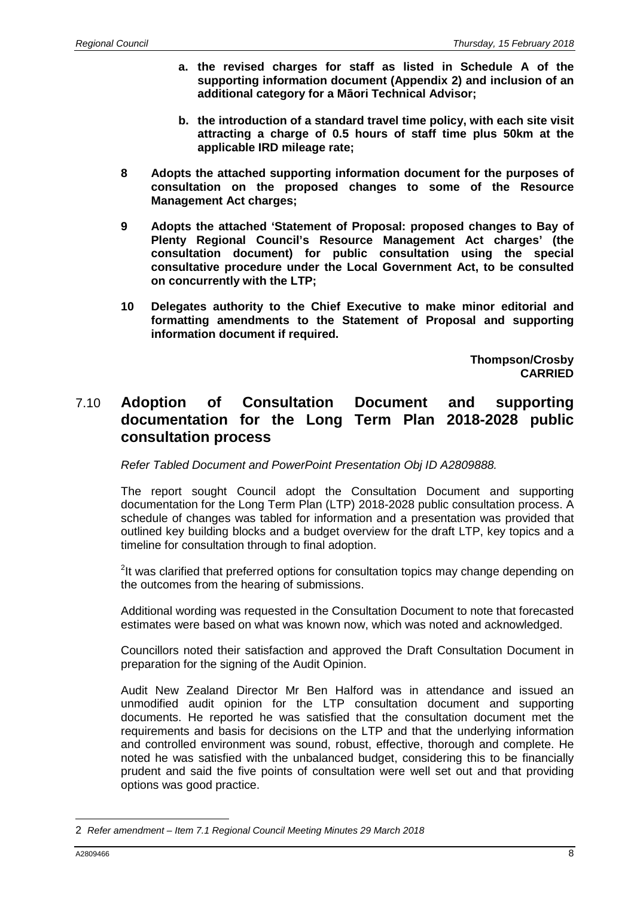**a. the revised charges for staff as listed in Schedule A of the supporting information document (Appendix 2) and inclusion of an additional category for a Māori Technical Advisor;**

**b. the introduction of a standard travel time policy, with each site visit attracting a charge of 0.5 hours of staff time plus 50km at the applicable IRD mileage rate;**

**8 Adopts the attached supporting information document for the purposes of consultation on the proposed changes to some of the Resource Management Act charges;**

**9 Adopts the attached 'Statement of Proposal: proposed changes to Bay of Plenty Regional Council's Resource Management Act charges' (the consultation document) for public consultation using the special consultative procedure under the Local Government Act, to be consulted on concurrently with the LTP;**

**10 Delegates authority to the Chief Executive to make minor editorial and formatting amendments to the Statement of Proposal and supporting information document if required.**

**Thompson/Crosby**
**CARRIED**

## 7.10 Adoption of Consultation Document and supporting documentation for the Long Term Plan 2018-2028 public consultation process

*Refer Tabled Document and PowerPoint Presentation Obj ID A2809888.*

The report sought Council adopt the Consultation Document and supporting documentation for the Long Term Plan (LTP) 2018-2028 public consultation process. A schedule of changes was tabled for information and a presentation was provided that outlined key building blocks and a budget overview for the draft LTP, key topics and a timeline for consultation through to final adoption.

[2]It was clarified that preferred options for consultation topics may change depending on the outcomes from the hearing of submissions.

Additional wording was requested in the Consultation Document to note that forecasted estimates were based on what was known now, which was noted and acknowledged.

Councillors noted their satisfaction and approved the Draft Consultation Document in preparation for the signing of the Audit Opinion.

Audit New Zealand Director Mr Ben Halford was in attendance and issued an unmodified audit opinion for the LTP consultation document and supporting documents. He reported he was satisfied that the consultation document met the requirements and basis for decisions on the LTP and that the underlying information and controlled environment was sound, robust, effective, thorough and complete. He noted he was satisfied with the unbalanced budget, considering this to be financially prudent and said the five points of consultation were well set out and that providing options was good practice.

---

2 *Refer amendment – Item 7.1 Regional Council Meeting Minutes 29 March 2018*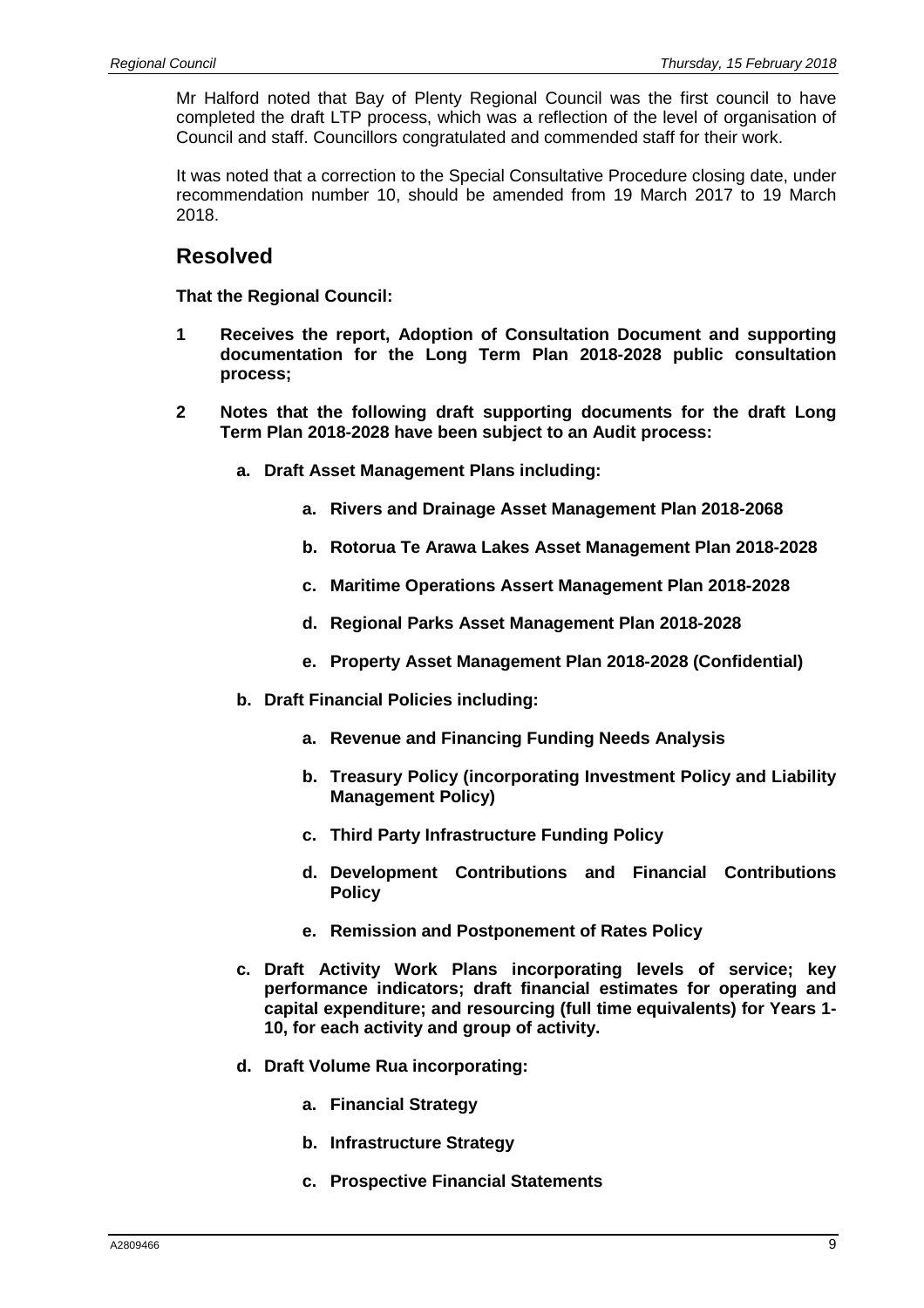Mr Halford noted that Bay of Plenty Regional Council was the first council to have completed the draft LTP process, which was a reflection of the level of organisation of Council and staff. Councillors congratulated and commended staff for their work.

It was noted that a correction to the Special Consultative Procedure closing date, under recommendation number 10, should be amended from 19 March 2017 to 19 March 2018.

## Resolved

**That the Regional Council:**

**1 Receives the report, Adoption of Consultation Document and supporting documentation for the Long Term Plan 2018-2028 public consultation process;**

**2 Notes that the following draft supporting documents for the draft Long Term Plan 2018-2028 have been subject to an Audit process:**

- **a. Draft Asset Management Plans including:**
  - **a. Rivers and Drainage Asset Management Plan 2018-2068**
  - **b. Rotorua Te Arawa Lakes Asset Management Plan 2018-2028**
  - **c. Maritime Operations Assert Management Plan 2018-2028**
  - **d. Regional Parks Asset Management Plan 2018-2028**
  - **e. Property Asset Management Plan 2018-2028 (Confidential)**
- **b. Draft Financial Policies including:**
  - **a. Revenue and Financing Funding Needs Analysis**
  - **b. Treasury Policy (incorporating Investment Policy and Liability Management Policy)**
  - **c. Third Party Infrastructure Funding Policy**
  - **d. Development Contributions and Financial Contributions Policy**
  - **e. Remission and Postponement of Rates Policy**
- **c. Draft Activity Work Plans incorporating levels of service; key performance indicators; draft financial estimates for operating and capital expenditure; and resourcing (full time equivalents) for Years 1-10, for each activity and group of activity.**
- **d. Draft Volume Rua incorporating:**
  - **a. Financial Strategy**
  - **b. Infrastructure Strategy**
  - **c. Prospective Financial Statements**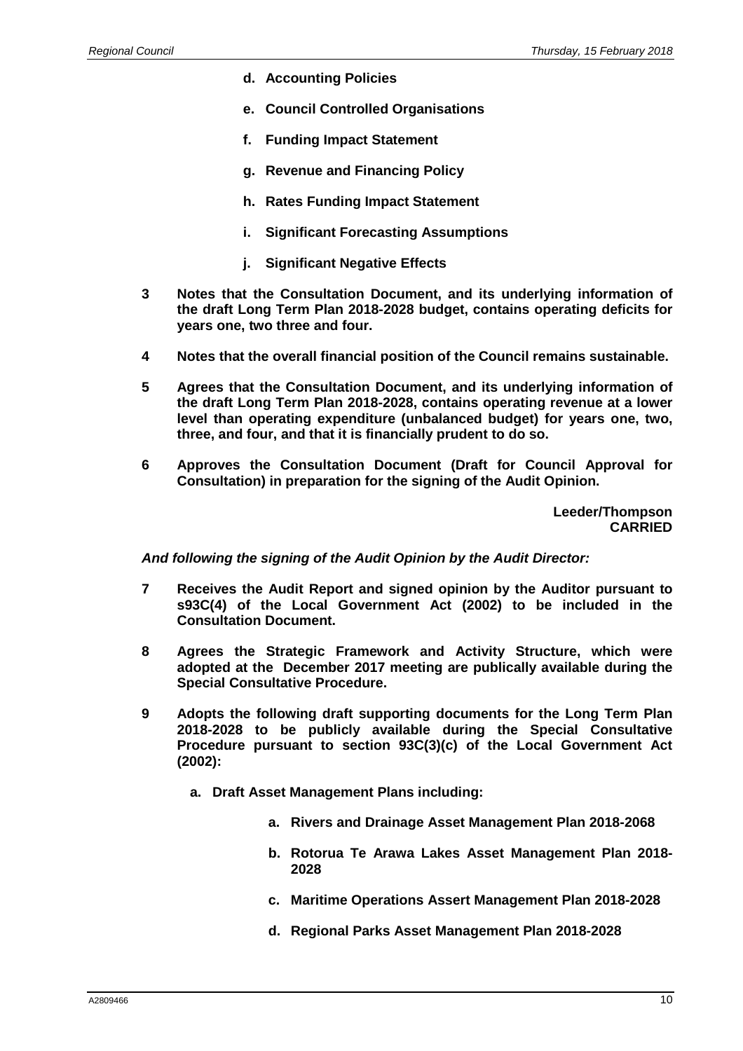- **d. Accounting Policies**
- **e. Council Controlled Organisations**
- **f. Funding Impact Statement**
- **g. Revenue and Financing Policy**
- **h. Rates Funding Impact Statement**
- **i. Significant Forecasting Assumptions**
- **j. Significant Negative Effects**

**3 Notes that the Consultation Document, and its underlying information of the draft Long Term Plan 2018-2028 budget, contains operating deficits for years one, two three and four.**

**4 Notes that the overall financial position of the Council remains sustainable.**

**5 Agrees that the Consultation Document, and its underlying information of the draft Long Term Plan 2018-2028, contains operating revenue at a lower level than operating expenditure (unbalanced budget) for years one, two, three, and four, and that it is financially prudent to do so.**

**6 Approves the Consultation Document (Draft for Council Approval for Consultation) in preparation for the signing of the Audit Opinion.**

**Leeder/Thompson**
**CARRIED**

***And following the signing of the Audit Opinion by the Audit Director:***

**7 Receives the Audit Report and signed opinion by the Auditor pursuant to s93C(4) of the Local Government Act (2002) to be included in the Consultation Document.**

**8 Agrees the Strategic Framework and Activity Structure, which were adopted at the December 2017 meeting are publically available during the Special Consultative Procedure.**

**9 Adopts the following draft supporting documents for the Long Term Plan 2018-2028 to be publicly available during the Special Consultative Procedure pursuant to section 93C(3)(c) of the Local Government Act (2002):**

- **a. Draft Asset Management Plans including:**
  - **a. Rivers and Drainage Asset Management Plan 2018-2068**
  - **b. Rotorua Te Arawa Lakes Asset Management Plan 2018-2028**
  - **c. Maritime Operations Assert Management Plan 2018-2028**
  - **d. Regional Parks Asset Management Plan 2018-2028**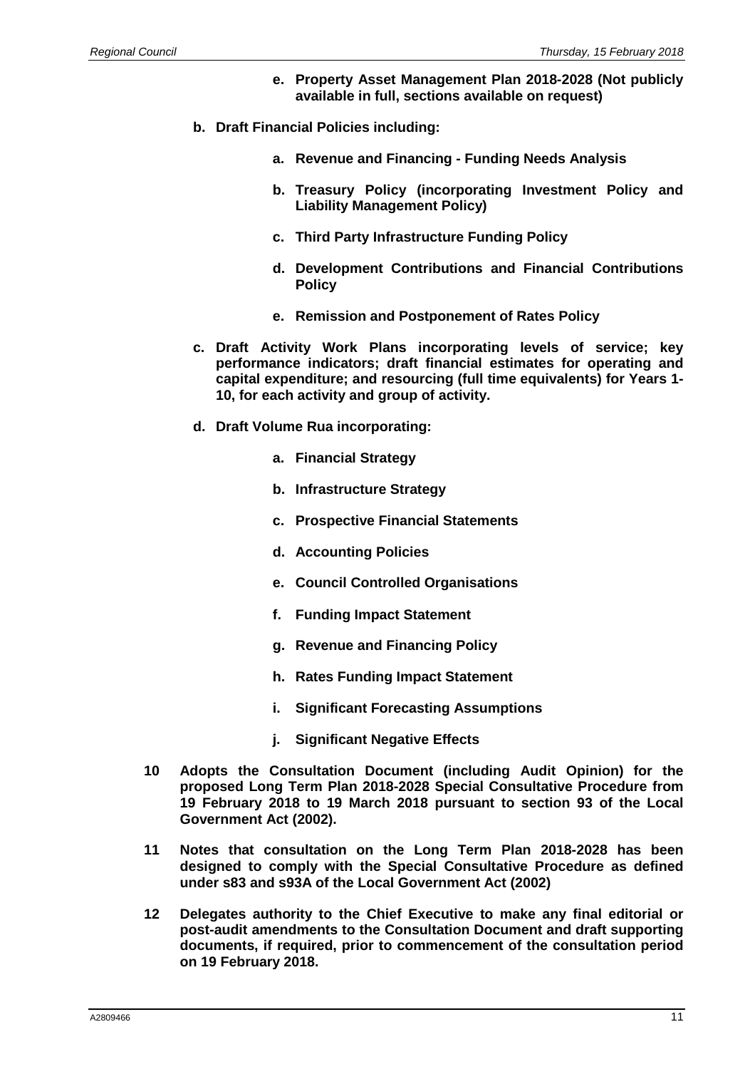- e. **Property Asset Management Plan 2018-2028 (Not publicly available in full, sections available on request)**

- b. **Draft Financial Policies including:**

  - a. **Revenue and Financing - Funding Needs Analysis**
  - b. **Treasury Policy (incorporating Investment Policy and Liability Management Policy)**
  - c. **Third Party Infrastructure Funding Policy**
  - d. **Development Contributions and Financial Contributions Policy**
  - e. **Remission and Postponement of Rates Policy**

- c. **Draft Activity Work Plans incorporating levels of service; key performance indicators; draft financial estimates for operating and capital expenditure; and resourcing (full time equivalents) for Years 1-10, for each activity and group of activity.**

- d. **Draft Volume Rua incorporating:**

  - a. **Financial Strategy**
  - b. **Infrastructure Strategy**
  - c. **Prospective Financial Statements**
  - d. **Accounting Policies**
  - e. **Council Controlled Organisations**
  - f. **Funding Impact Statement**
  - g. **Revenue and Financing Policy**
  - h. **Rates Funding Impact Statement**
  - i. **Significant Forecasting Assumptions**
  - j. **Significant Negative Effects**

**10 Adopts the Consultation Document (including Audit Opinion) for the proposed Long Term Plan 2018-2028 Special Consultative Procedure from 19 February 2018 to 19 March 2018 pursuant to section 93 of the Local Government Act (2002).**

**11 Notes that consultation on the Long Term Plan 2018-2028 has been designed to comply with the Special Consultative Procedure as defined under s83 and s93A of the Local Government Act (2002)**

**12 Delegates authority to the Chief Executive to make any final editorial or post-audit amendments to the Consultation Document and draft supporting documents, if required, prior to commencement of the consultation period on 19 February 2018.**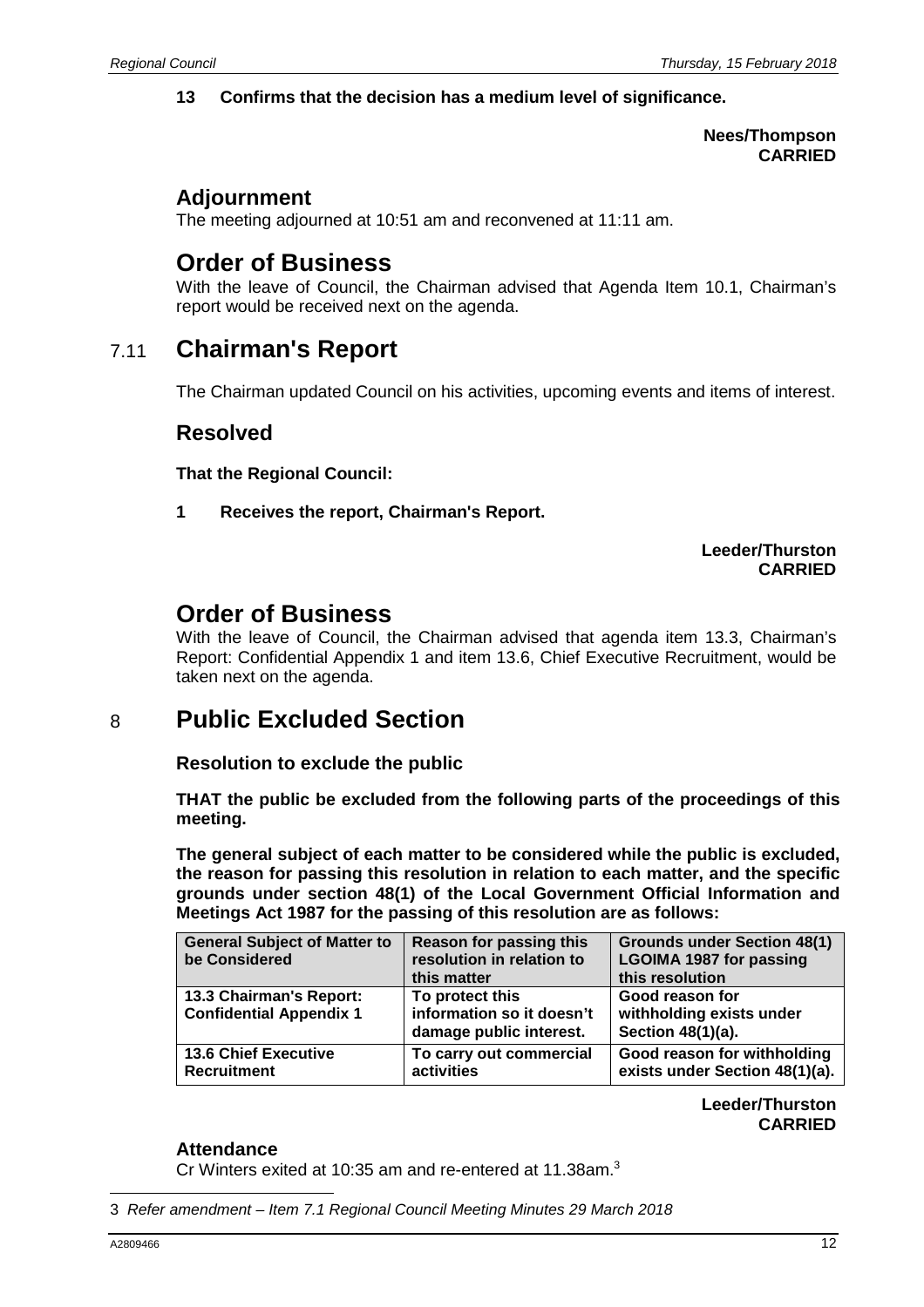**13 Confirms that the decision has a medium level of significance.**

**Nees/Thompson**
**CARRIED**

## Adjournment

The meeting adjourned at 10:51 am and reconvened at 11:11 am.

# Order of Business

With the leave of Council, the Chairman advised that Agenda Item 10.1, Chairman's report would be received next on the agenda.

# 7.11 Chairman's Report

The Chairman updated Council on his activities, upcoming events and items of interest.

## Resolved

**That the Regional Council:**

**1 Receives the report, Chairman's Report.**

**Leeder/Thurston**
**CARRIED**

# Order of Business

With the leave of Council, the Chairman advised that agenda item 13.3, Chairman's Report: Confidential Appendix 1 and item 13.6, Chief Executive Recruitment, would be taken next on the agenda.

# 8 Public Excluded Section

### Resolution to exclude the public

**THAT the public be excluded from the following parts of the proceedings of this meeting.**

**The general subject of each matter to be considered while the public is excluded, the reason for passing this resolution in relation to each matter, and the specific grounds under section 48(1) of the Local Government Official Information and Meetings Act 1987 for the passing of this resolution are as follows:**

| General Subject of Matter to be Considered | Reason for passing this resolution in relation to this matter | Grounds under Section 48(1) LGOIMA 1987 for passing this resolution |
|---|---|---|
| 13.3 Chairman's Report: Confidential Appendix 1 | To protect this information so it doesn't damage public interest. | Good reason for withholding exists under Section 48(1)(a). |
| 13.6 Chief Executive Recruitment | To carry out commercial activities | Good reason for withholding exists under Section 48(1)(a). |

**Leeder/Thurston**
**CARRIED**

### Attendance

Cr Winters exited at 10:35 am and re-entered at 11.38am.[3]

[3] *Refer amendment – Item 7.1 Regional Council Meeting Minutes 29 March 2018*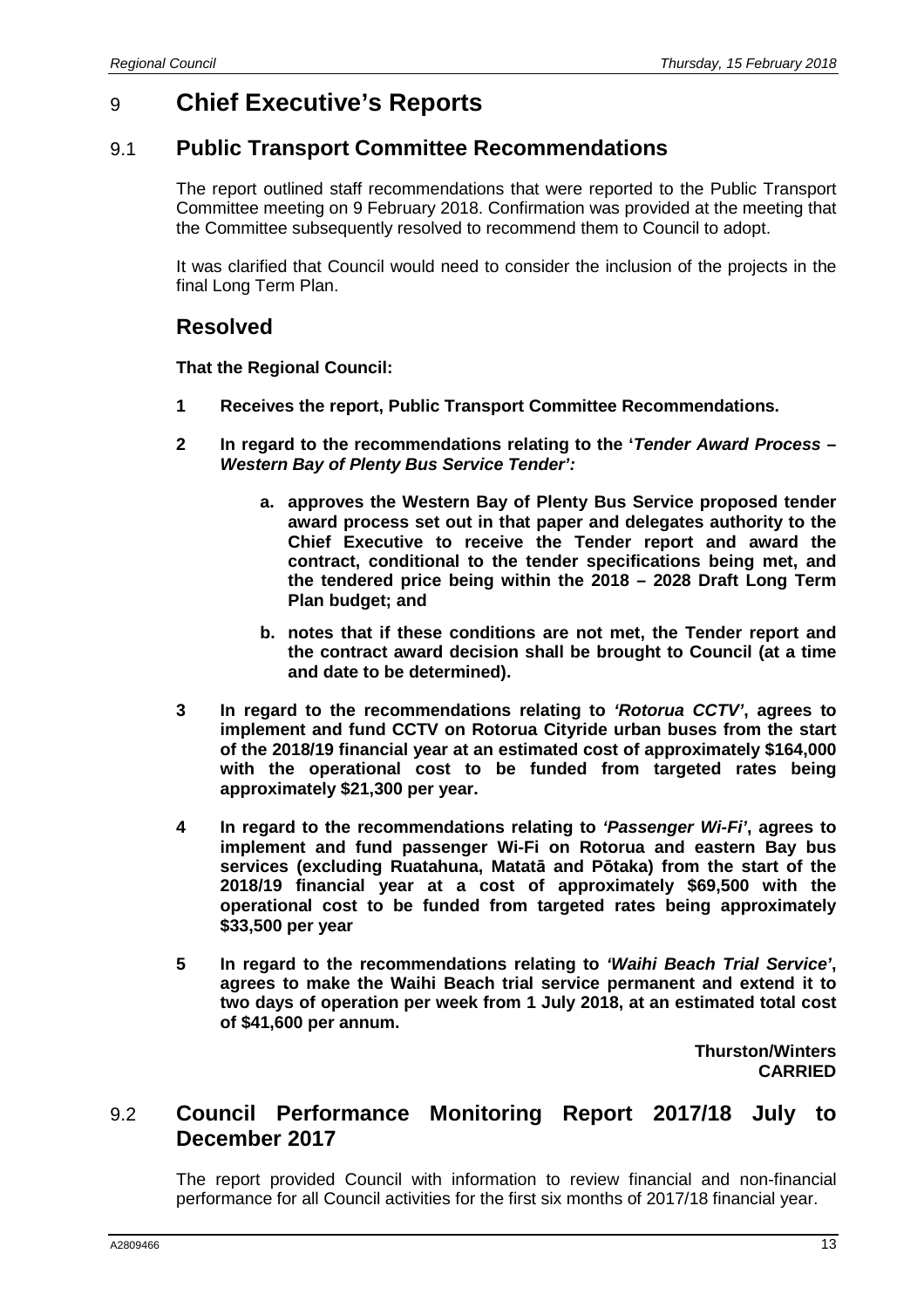# 9 Chief Executive's Reports

## 9.1 Public Transport Committee Recommendations

The report outlined staff recommendations that were reported to the Public Transport Committee meeting on 9 February 2018. Confirmation was provided at the meeting that the Committee subsequently resolved to recommend them to Council to adopt.

It was clarified that Council would need to consider the inclusion of the projects in the final Long Term Plan.

### Resolved

**That the Regional Council:**

**1 Receives the report, Public Transport Committee Recommendations.**

**2 In regard to the recommendations relating to the '*Tender Award Process – Western Bay of Plenty Bus Service Tender'*:**

**a. approves the Western Bay of Plenty Bus Service proposed tender award process set out in that paper and delegates authority to the Chief Executive to receive the Tender report and award the contract, conditional to the tender specifications being met, and the tendered price being within the 2018 – 2028 Draft Long Term Plan budget; and**

**b. notes that if these conditions are not met, the Tender report and the contract award decision shall be brought to Council (at a time and date to be determined).**

**3 In regard to the recommendations relating to *'Rotorua CCTV'*, agrees to implement and fund CCTV on Rotorua Cityride urban buses from the start of the 2018/19 financial year at an estimated cost of approximately $164,000 with the operational cost to be funded from targeted rates being approximately $21,300 per year.**

**4 In regard to the recommendations relating to *'Passenger Wi-Fi'*, agrees to implement and fund passenger Wi-Fi on Rotorua and eastern Bay bus services (excluding Ruatahuna, Matatā and Pōtaka) from the start of the 2018/19 financial year at a cost of approximately $69,500 with the operational cost to be funded from targeted rates being approximately $33,500 per year**

**5 In regard to the recommendations relating to *'Waihi Beach Trial Service'*, agrees to make the Waihi Beach trial service permanent and extend it to two days of operation per week from 1 July 2018, at an estimated total cost of $41,600 per annum.**

**Thurston/Winters**
**CARRIED**

## 9.2 Council Performance Monitoring Report 2017/18 July to December 2017

The report provided Council with information to review financial and non-financial performance for all Council activities for the first six months of 2017/18 financial year.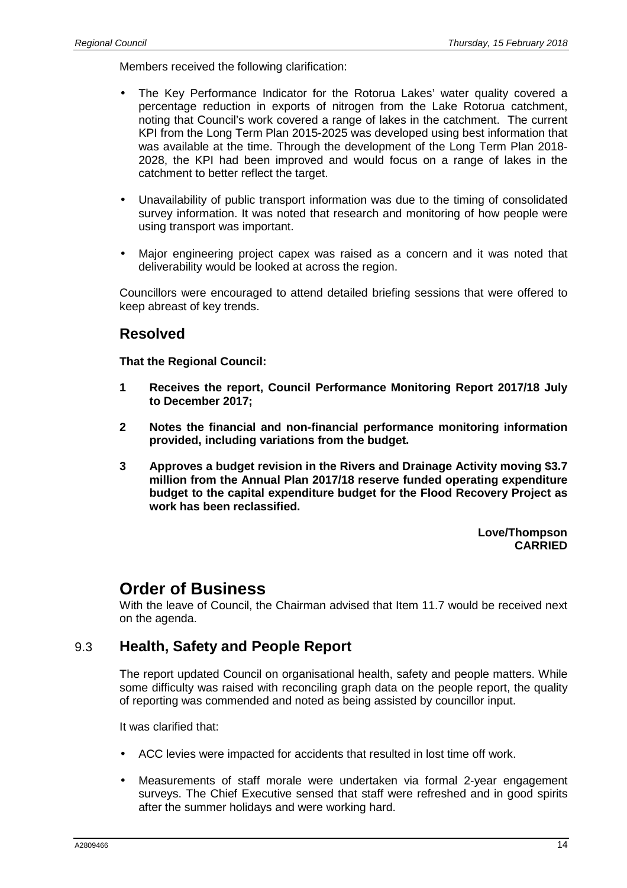Members received the following clarification:

- The Key Performance Indicator for the Rotorua Lakes' water quality covered a percentage reduction in exports of nitrogen from the Lake Rotorua catchment, noting that Council's work covered a range of lakes in the catchment. The current KPI from the Long Term Plan 2015-2025 was developed using best information that was available at the time. Through the development of the Long Term Plan 2018-2028, the KPI had been improved and would focus on a range of lakes in the catchment to better reflect the target.
- Unavailability of public transport information was due to the timing of consolidated survey information. It was noted that research and monitoring of how people were using transport was important.
- Major engineering project capex was raised as a concern and it was noted that deliverability would be looked at across the region.

Councillors were encouraged to attend detailed briefing sessions that were offered to keep abreast of key trends.

## Resolved

**That the Regional Council:**

**1 Receives the report, Council Performance Monitoring Report 2017/18 July to December 2017;**

**2 Notes the financial and non-financial performance monitoring information provided, including variations from the budget.**

**3 Approves a budget revision in the Rivers and Drainage Activity moving $3.7 million from the Annual Plan 2017/18 reserve funded operating expenditure budget to the capital expenditure budget for the Flood Recovery Project as work has been reclassified.**

**Love/Thompson**
**CARRIED**

# Order of Business

With the leave of Council, the Chairman advised that Item 11.7 would be received next on the agenda.

## 9.3 Health, Safety and People Report

The report updated Council on organisational health, safety and people matters. While some difficulty was raised with reconciling graph data on the people report, the quality of reporting was commended and noted as being assisted by councillor input.

It was clarified that:

- ACC levies were impacted for accidents that resulted in lost time off work.
- Measurements of staff morale were undertaken via formal 2-year engagement surveys. The Chief Executive sensed that staff were refreshed and in good spirits after the summer holidays and were working hard.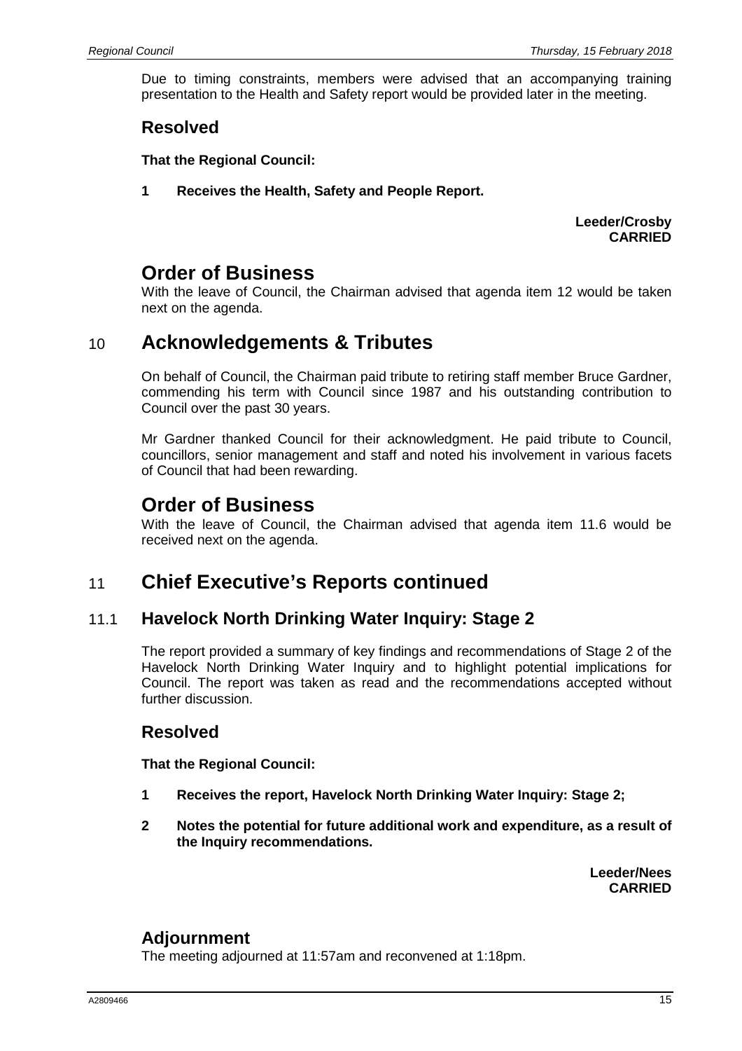Due to timing constraints, members were advised that an accompanying training presentation to the Health and Safety report would be provided later in the meeting.

## Resolved

**That the Regional Council:**

**1 Receives the Health, Safety and People Report.**

**Leeder/Crosby**
**CARRIED**

# Order of Business

With the leave of Council, the Chairman advised that agenda item 12 would be taken next on the agenda.

# 10 Acknowledgements & Tributes

On behalf of Council, the Chairman paid tribute to retiring staff member Bruce Gardner, commending his term with Council since 1987 and his outstanding contribution to Council over the past 30 years.

Mr Gardner thanked Council for their acknowledgment. He paid tribute to Council, councillors, senior management and staff and noted his involvement in various facets of Council that had been rewarding.

# Order of Business

With the leave of Council, the Chairman advised that agenda item 11.6 would be received next on the agenda.

# 11 Chief Executive's Reports continued

## 11.1 Havelock North Drinking Water Inquiry: Stage 2

The report provided a summary of key findings and recommendations of Stage 2 of the Havelock North Drinking Water Inquiry and to highlight potential implications for Council. The report was taken as read and the recommendations accepted without further discussion.

## Resolved

**That the Regional Council:**

**1 Receives the report, Havelock North Drinking Water Inquiry: Stage 2;**

**2 Notes the potential for future additional work and expenditure, as a result of the Inquiry recommendations.**

**Leeder/Nees**
**CARRIED**

## Adjournment

The meeting adjourned at 11:57am and reconvened at 1:18pm.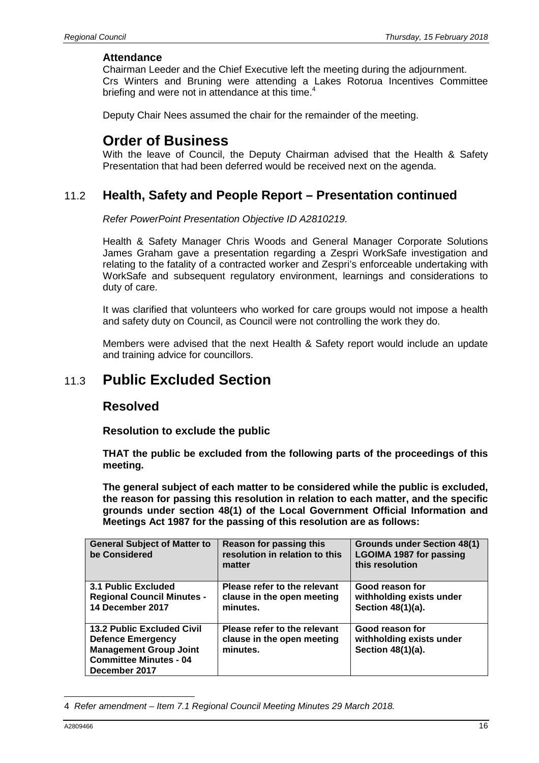### Attendance

Chairman Leeder and the Chief Executive left the meeting during the adjournment. Crs Winters and Bruning were attending a Lakes Rotorua Incentives Committee briefing and were not in attendance at this time.[4]

Deputy Chair Nees assumed the chair for the remainder of the meeting.

## Order of Business

With the leave of Council, the Deputy Chairman advised that the Health & Safety Presentation that had been deferred would be received next on the agenda.

## 11.2 Health, Safety and People Report – Presentation continued

*Refer PowerPoint Presentation Objective ID A2810219.*

Health & Safety Manager Chris Woods and General Manager Corporate Solutions James Graham gave a presentation regarding a Zespri WorkSafe investigation and relating to the fatality of a contracted worker and Zespri's enforceable undertaking with WorkSafe and subsequent regulatory environment, learnings and considerations to duty of care.

It was clarified that volunteers who worked for care groups would not impose a health and safety duty on Council, as Council were not controlling the work they do.

Members were advised that the next Health & Safety report would include an update and training advice for councillors.

## 11.3 Public Excluded Section

### Resolved

**Resolution to exclude the public**

**THAT the public be excluded from the following parts of the proceedings of this meeting.**

**The general subject of each matter to be considered while the public is excluded, the reason for passing this resolution in relation to each matter, and the specific grounds under section 48(1) of the Local Government Official Information and Meetings Act 1987 for the passing of this resolution are as follows:**

| General Subject of Matter to be Considered | Reason for passing this resolution in relation to this matter | Grounds under Section 48(1) LGOIMA 1987 for passing this resolution |
|---|---|---|
| **3.1 Public Excluded Regional Council Minutes - 14 December 2017** | **Please refer to the relevant clause in the open meeting minutes.** | **Good reason for withholding exists under Section 48(1)(a).** |
| **13.2 Public Excluded Civil Defence Emergency Management Group Joint Committee Minutes - 04 December 2017** | **Please refer to the relevant clause in the open meeting minutes.** | **Good reason for withholding exists under Section 48(1)(a).** |

4 *Refer amendment – Item 7.1 Regional Council Meeting Minutes 29 March 2018.*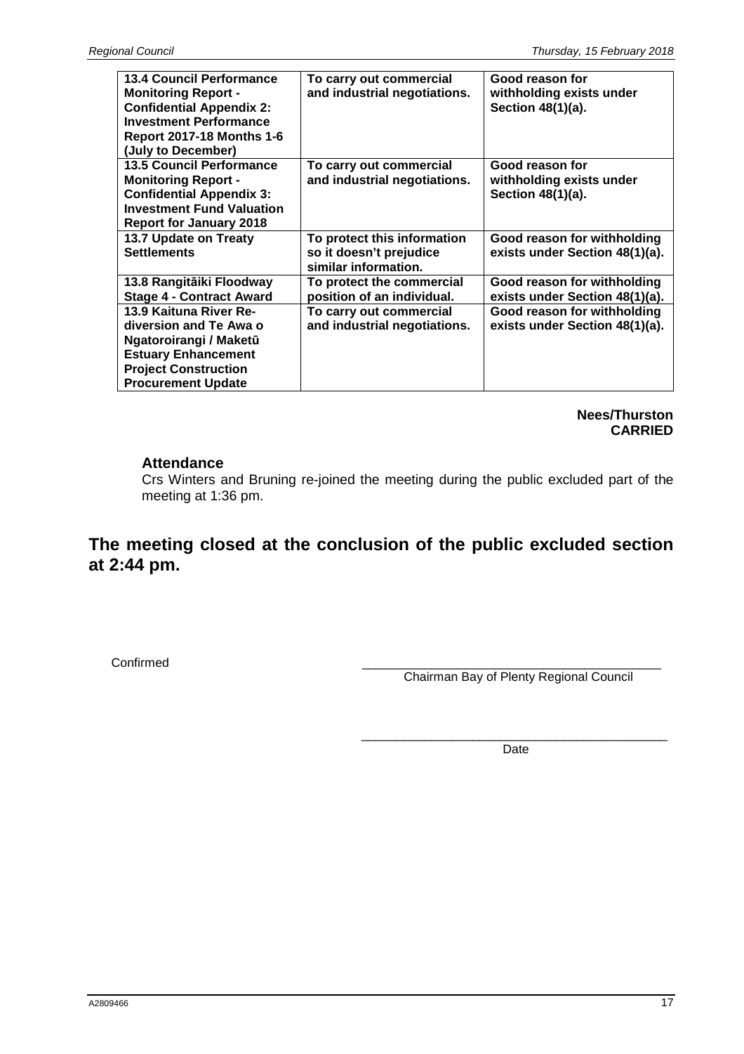| | | |
|---|---|---|
| **13.4 Council Performance Monitoring Report - Confidential Appendix 2: Investment Performance Report 2017-18 Months 1-6 (July to December)** | **To carry out commercial and industrial negotiations.** | **Good reason for withholding exists under Section 48(1)(a).** |
| **13.5 Council Performance Monitoring Report - Confidential Appendix 3: Investment Fund Valuation Report for January 2018** | **To carry out commercial and industrial negotiations.** | **Good reason for withholding exists under Section 48(1)(a).** |
| **13.7 Update on Treaty Settlements** | **To protect this information so it doesn't prejudice similar information.** | **Good reason for withholding exists under Section 48(1)(a).** |
| **13.8 Rangitāiki Floodway Stage 4 - Contract Award** | **To protect the commercial position of an individual.** | **Good reason for withholding exists under Section 48(1)(a).** |
| **13.9 Kaituna River Re-diversion and Te Awa o Ngatoroirangi / Maketū Estuary Enhancement Project Construction Procurement Update** | **To carry out commercial and industrial negotiations.** | **Good reason for withholding exists under Section 48(1)(a).** |

**Nees/Thurston**
**CARRIED**

### Attendance

Crs Winters and Bruning re-joined the meeting during the public excluded part of the meeting at 1:36 pm.

## The meeting closed at the conclusion of the public excluded section at 2:44 pm.

Confirmed

\_\_\_\_\_\_\_\_\_\_\_\_\_\_\_\_\_\_\_\_\_\_\_\_\_\_\_\_\_\_\_\_\_\_\_\_\_\_\_\_\_\_\_\_

Chairman Bay of Plenty Regional Council

\_\_\_\_\_\_\_\_\_\_\_\_\_\_\_\_\_\_\_\_\_\_\_\_\_\_\_\_\_\_\_\_\_\_\_\_\_\_\_\_\_\_\_\_

Date